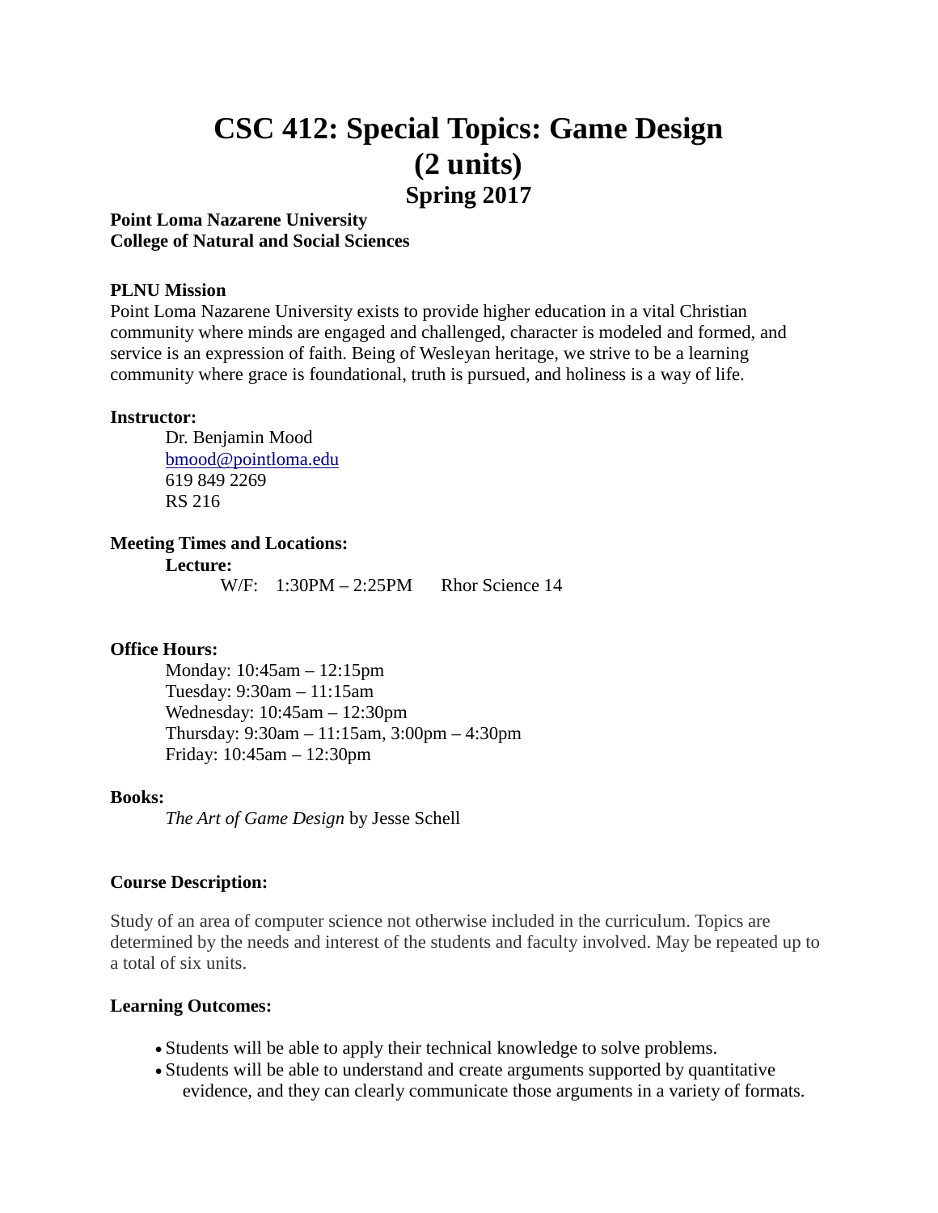# CSC 412: Special Topics: Game Design (2 units)

## Spring 2017

**Point Loma Nazarene University**
**College of Natural and Social Sciences**

**PLNU Mission**

Point Loma Nazarene University exists to provide higher education in a vital Christian community where minds are engaged and challenged, character is modeled and formed, and service is an expression of faith. Being of Wesleyan heritage, we strive to be a learning community where grace is foundational, truth is pursued, and holiness is a way of life.

**Instructor:**

Dr. Benjamin Mood
bmood@pointloma.edu
619 849 2269
RS 216

**Meeting Times and Locations:**

**Lecture:**

W/F: 1:30PM – 2:25PM Rhor Science 14

**Office Hours:**

Monday: 10:45am – 12:15pm
Tuesday: 9:30am – 11:15am
Wednesday: 10:45am – 12:30pm
Thursday: 9:30am – 11:15am, 3:00pm – 4:30pm
Friday: 10:45am – 12:30pm

**Books:**

*The Art of Game Design* by Jesse Schell

**Course Description:**

Study of an area of computer science not otherwise included in the curriculum. Topics are determined by the needs and interest of the students and faculty involved. May be repeated up to a total of six units.

**Learning Outcomes:**

- Students will be able to apply their technical knowledge to solve problems.
- Students will be able to understand and create arguments supported by quantitative evidence, and they can clearly communicate those arguments in a variety of formats.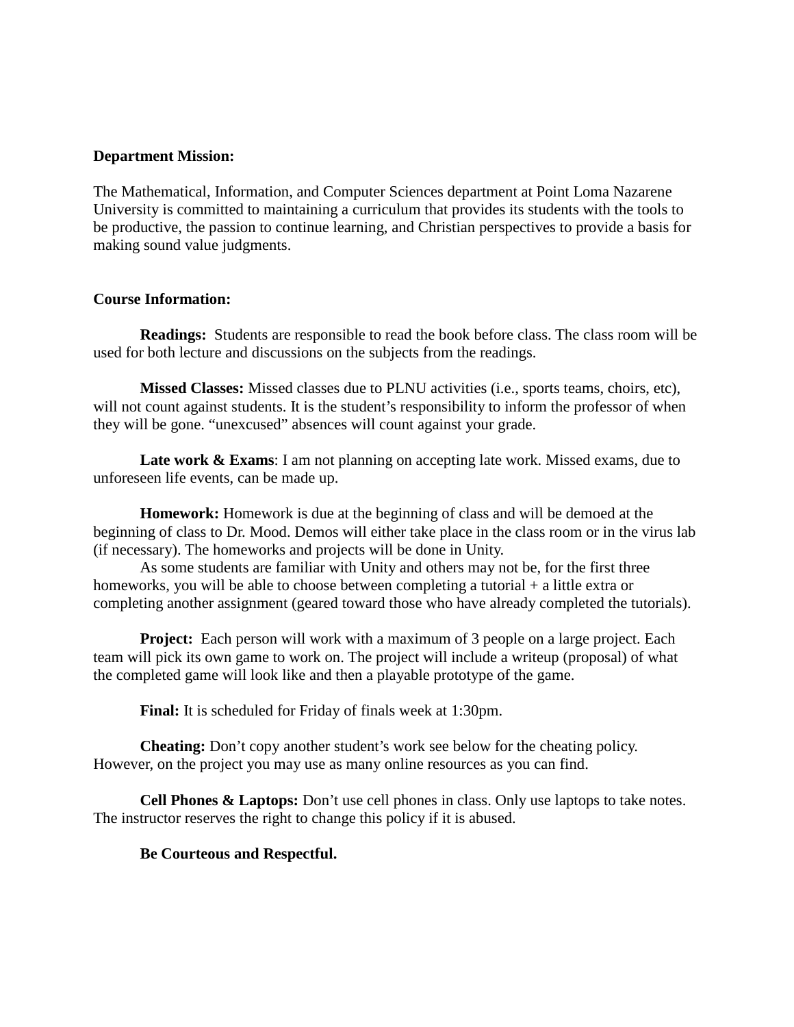**Department Mission:**

The Mathematical, Information, and Computer Sciences department at Point Loma Nazarene University is committed to maintaining a curriculum that provides its students with the tools to be productive, the passion to continue learning, and Christian perspectives to provide a basis for making sound value judgments.

**Course Information:**

**Readings:** Students are responsible to read the book before class. The class room will be used for both lecture and discussions on the subjects from the readings.

**Missed Classes:** Missed classes due to PLNU activities (i.e., sports teams, choirs, etc), will not count against students. It is the student's responsibility to inform the professor of when they will be gone. "unexcused" absences will count against your grade.

**Late work & Exams**: I am not planning on accepting late work. Missed exams, due to unforeseen life events, can be made up.

**Homework:** Homework is due at the beginning of class and will be demoed at the beginning of class to Dr. Mood. Demos will either take place in the class room or in the virus lab (if necessary). The homeworks and projects will be done in Unity.

As some students are familiar with Unity and others may not be, for the first three homeworks, you will be able to choose between completing a tutorial + a little extra or completing another assignment (geared toward those who have already completed the tutorials).

**Project:** Each person will work with a maximum of 3 people on a large project. Each team will pick its own game to work on. The project will include a writeup (proposal) of what the completed game will look like and then a playable prototype of the game.

**Final:** It is scheduled for Friday of finals week at 1:30pm.

**Cheating:** Don't copy another student's work see below for the cheating policy. However, on the project you may use as many online resources as you can find.

**Cell Phones & Laptops:** Don't use cell phones in class. Only use laptops to take notes. The instructor reserves the right to change this policy if it is abused.

**Be Courteous and Respectful.**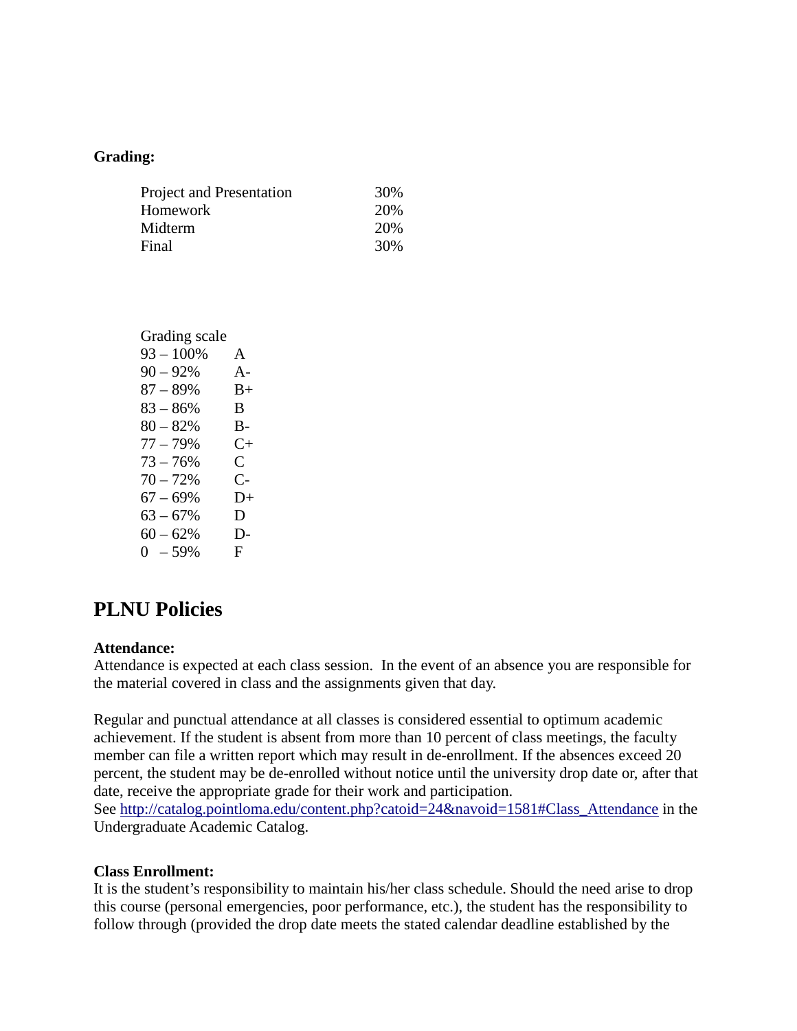**Grading:**

| | |
|---|---|
| Project and Presentation | 30% |
| Homework | 20% |
| Midterm | 20% |
| Final | 30% |

| Grading scale | |
|---|---|
| 93 – 100% | A |
| 90 – 92% | A- |
| 87 – 89% | B+ |
| 83 – 86% | B |
| 80 – 82% | B- |
| 77 – 79% | C+ |
| 73 – 76% | C |
| 70 – 72% | C- |
| 67 – 69% | D+ |
| 63 – 67% | D |
| 60 – 62% | D- |
| 0 – 59% | F |

# PLNU Policies

**Attendance:**
Attendance is expected at each class session. In the event of an absence you are responsible for the material covered in class and the assignments given that day.

Regular and punctual attendance at all classes is considered essential to optimum academic achievement. If the student is absent from more than 10 percent of class meetings, the faculty member can file a written report which may result in de-enrollment. If the absences exceed 20 percent, the student may be de-enrolled without notice until the university drop date or, after that date, receive the appropriate grade for their work and participation.
See http://catalog.pointloma.edu/content.php?catoid=24&navoid=1581#Class_Attendance in the Undergraduate Academic Catalog.

**Class Enrollment:**
It is the student's responsibility to maintain his/her class schedule. Should the need arise to drop this course (personal emergencies, poor performance, etc.), the student has the responsibility to follow through (provided the drop date meets the stated calendar deadline established by the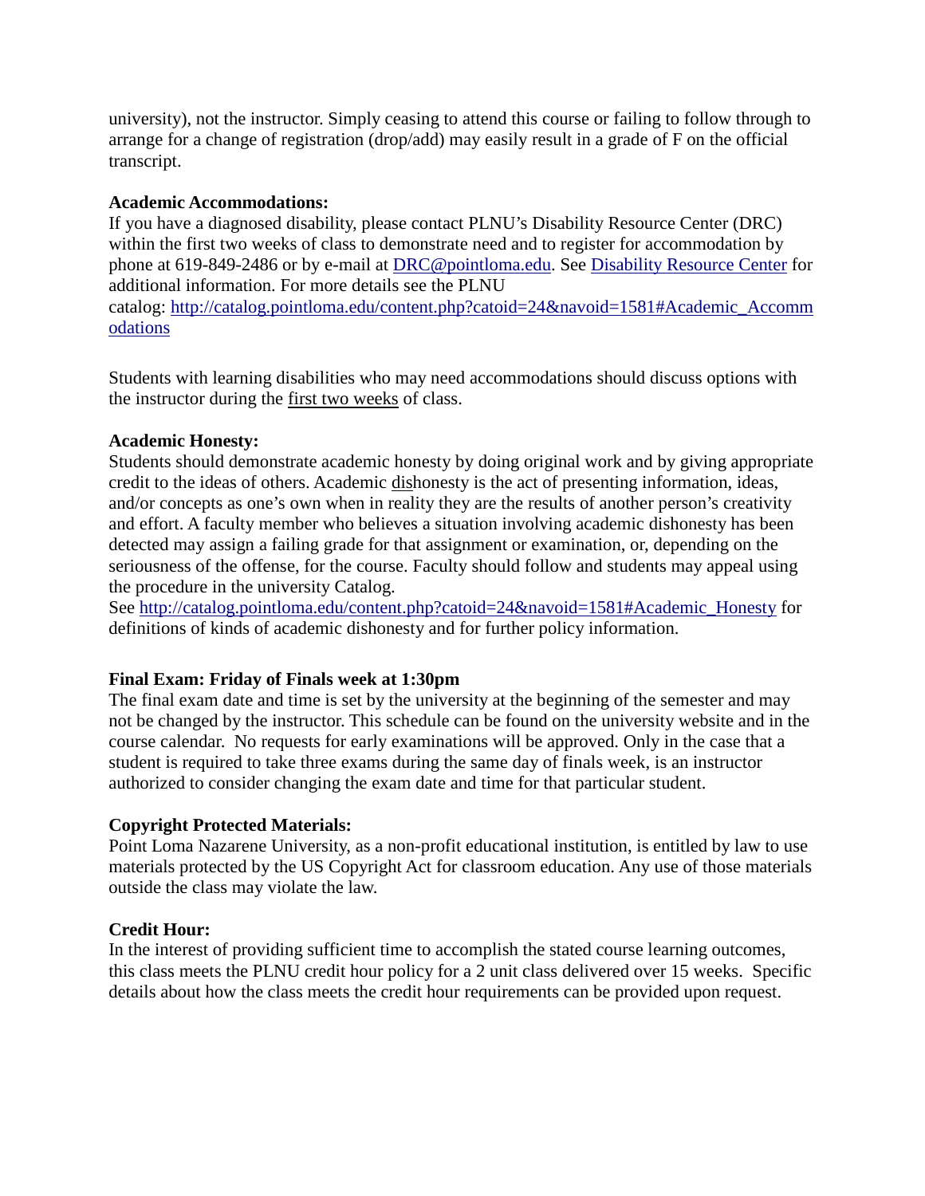university), not the instructor. Simply ceasing to attend this course or failing to follow through to arrange for a change of registration (drop/add) may easily result in a grade of F on the official transcript.

**Academic Accommodations:**
If you have a diagnosed disability, please contact PLNU's Disability Resource Center (DRC) within the first two weeks of class to demonstrate need and to register for accommodation by phone at 619-849-2486 or by e-mail at [DRC@pointloma.edu](mailto:DRC@pointloma.edu). See [Disability Resource Center]() for additional information. For more details see the PLNU catalog: [http://catalog.pointloma.edu/content.php?catoid=24&navoid=1581#Academic_Accommodations](http://catalog.pointloma.edu/content.php?catoid=24&navoid=1581#Academic_Accommodations)

Students with learning disabilities who may need accommodations should discuss options with the instructor during the first two weeks of class.

**Academic Honesty:**
Students should demonstrate academic honesty by doing original work and by giving appropriate credit to the ideas of others. Academic dishonesty is the act of presenting information, ideas, and/or concepts as one's own when in reality they are the results of another person's creativity and effort. A faculty member who believes a situation involving academic dishonesty has been detected may assign a failing grade for that assignment or examination, or, depending on the seriousness of the offense, for the course. Faculty should follow and students may appeal using the procedure in the university Catalog.
See [http://catalog.pointloma.edu/content.php?catoid=24&navoid=1581#Academic_Honesty](http://catalog.pointloma.edu/content.php?catoid=24&navoid=1581#Academic_Honesty) for definitions of kinds of academic dishonesty and for further policy information.

**Final Exam: Friday of Finals week at 1:30pm**
The final exam date and time is set by the university at the beginning of the semester and may not be changed by the instructor. This schedule can be found on the university website and in the course calendar. No requests for early examinations will be approved. Only in the case that a student is required to take three exams during the same day of finals week, is an instructor authorized to consider changing the exam date and time for that particular student.

**Copyright Protected Materials:**
Point Loma Nazarene University, as a non-profit educational institution, is entitled by law to use materials protected by the US Copyright Act for classroom education. Any use of those materials outside the class may violate the law.

**Credit Hour:**
In the interest of providing sufficient time to accomplish the stated course learning outcomes, this class meets the PLNU credit hour policy for a 2 unit class delivered over 15 weeks. Specific details about how the class meets the credit hour requirements can be provided upon request.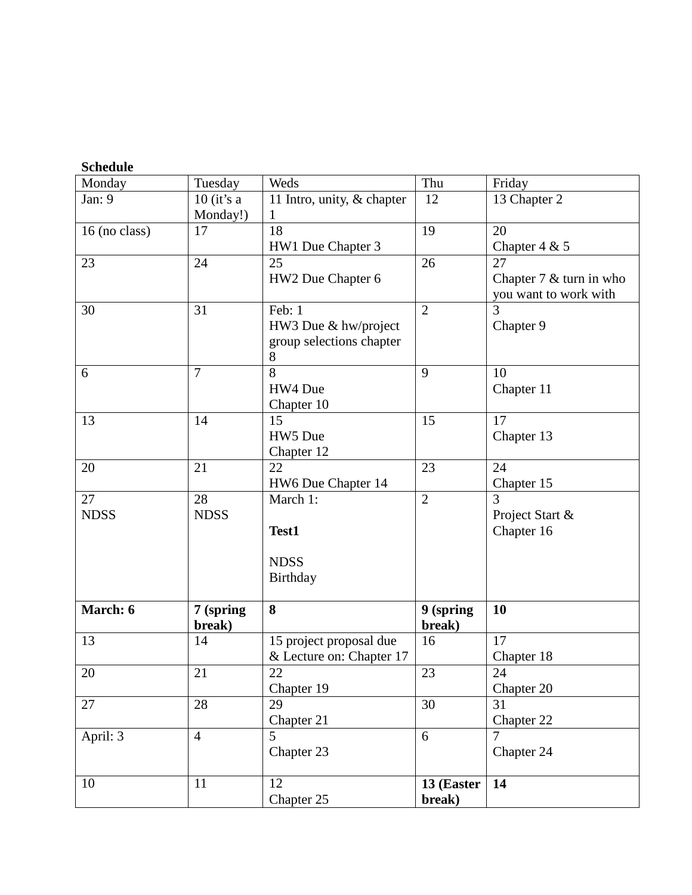**Schedule**

| Monday | Tuesday | Weds | Thu | Friday |
|---|---|---|---|---|
| Jan: 9 | 10 (it's a Monday!) | 11 Intro, unity, & chapter 1 | 12 | 13 Chapter 2 |
| 16 (no class) | 17 | 18<br>HW1 Due Chapter 3 | 19 | 20<br>Chapter 4 & 5 |
| 23 | 24 | 25<br>HW2 Due Chapter 6 | 26 | 27<br>Chapter 7 & turn in who you want to work with |
| 30 | 31 | Feb: 1<br>HW3 Due & hw/project group selections chapter 8 | 2 | 3<br>Chapter 9 |
| 6 | 7 | 8<br>HW4 Due<br>Chapter 10 | 9 | 10<br>Chapter 11 |
| 13 | 14 | 15<br>HW5 Due<br>Chapter 12 | 15 | 17<br>Chapter 13 |
| 20 | 21 | 22<br>HW6 Due Chapter 14 | 23 | 24<br>Chapter 15 |
| 27<br>NDSS | 28<br>NDSS | March 1:<br>**Test1**<br>NDSS<br>Birthday | 2 | 3<br>Project Start &<br>Chapter 16 |
| **March: 6** | **7 (spring break)** | **8** | **9 (spring break)** | **10** |
| 13 | 14 | 15 project proposal due & Lecture on: Chapter 17 | 16 | 17<br>Chapter 18 |
| 20 | 21 | 22<br>Chapter 19 | 23 | 24<br>Chapter 20 |
| 27 | 28 | 29<br>Chapter 21 | 30 | 31<br>Chapter 22 |
| April: 3 | 4 | 5<br>Chapter 23 | 6 | 7<br>Chapter 24 |
| 10 | 11 | 12<br>Chapter 25 | **13 (Easter break)** | **14** |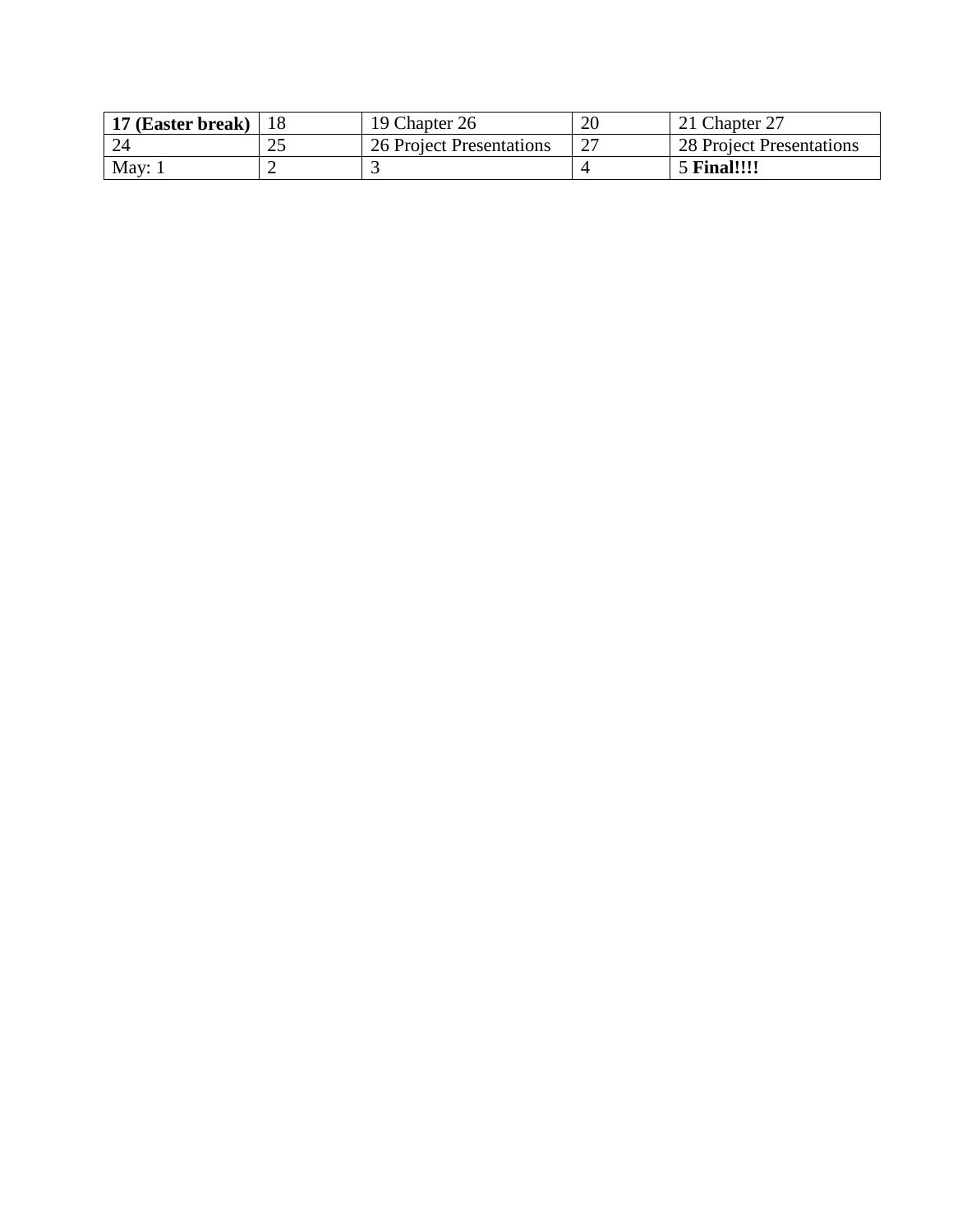| | | | | |
|---|---|---|---|---|
| **17 (Easter break)** | 18 | 19 Chapter 26 | 20 | 21 Chapter 27 |
| 24 | 25 | 26 Project Presentations | 27 | 28 Project Presentations |
| May: 1 | 2 | 3 | 4 | 5 **Final!!!!** |